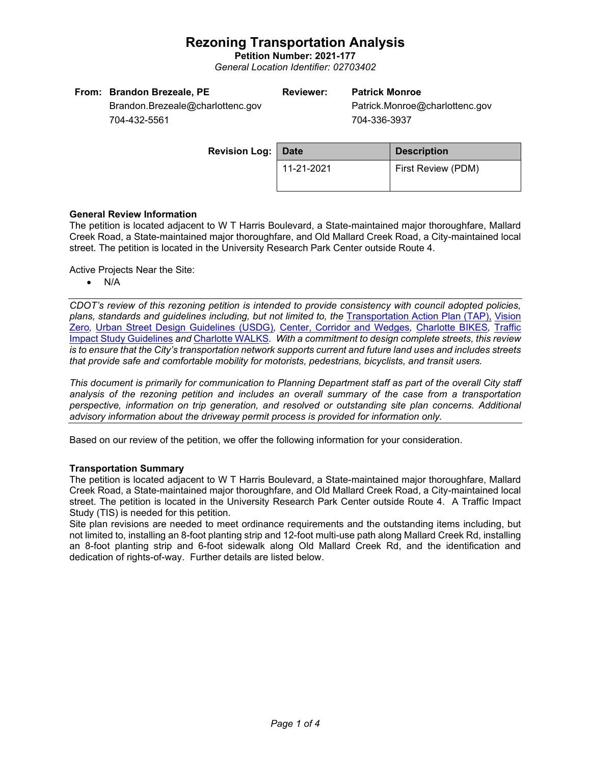# Rezoning Transportation Analysis

**Petition Number: 2021-177**

*General Location Identifier: 02703402*

| **From:** | **Brandon Brezeale, PE** | **Reviewer:** | **Patrick Monroe** |
|---|---|---|---|
| | Brandon.Brezeale@charlottenc.gov | | Patrick.Monroe@charlottenc.gov |
| | 704-432-5561 | | 704-336-3937 |

**Revision Log:**

| Date | Description |
|---|---|
| 11-21-2021 | First Review (PDM) |

**General Review Information**

The petition is located adjacent to W T Harris Boulevard, a State-maintained major thoroughfare, Mallard Creek Road, a State-maintained major thoroughfare, and Old Mallard Creek Road, a City-maintained local street. The petition is located in the University Research Park Center outside Route 4.

Active Projects Near the Site:

- N/A

*CDOT's review of this rezoning petition is intended to provide consistency with council adopted policies, plans, standards and guidelines including, but not limited to, the Transportation Action Plan (TAP), Vision Zero, Urban Street Design Guidelines (USDG), Center, Corridor and Wedges, Charlotte BIKES, Traffic Impact Study Guidelines and Charlotte WALKS. With a commitment to design complete streets, this review is to ensure that the City's transportation network supports current and future land uses and includes streets that provide safe and comfortable mobility for motorists, pedestrians, bicyclists, and transit users.*

*This document is primarily for communication to Planning Department staff as part of the overall City staff analysis of the rezoning petition and includes an overall summary of the case from a transportation perspective, information on trip generation, and resolved or outstanding site plan concerns. Additional advisory information about the driveway permit process is provided for information only.*

Based on our review of the petition, we offer the following information for your consideration.

**Transportation Summary**

The petition is located adjacent to W T Harris Boulevard, a State-maintained major thoroughfare, Mallard Creek Road, a State-maintained major thoroughfare, and Old Mallard Creek Road, a City-maintained local street. The petition is located in the University Research Park Center outside Route 4. A Traffic Impact Study (TIS) is needed for this petition.

Site plan revisions are needed to meet ordinance requirements and the outstanding items including, but not limited to, installing an 8-foot planting strip and 12-foot multi-use path along Mallard Creek Rd, installing an 8-foot planting strip and 6-foot sidewalk along Old Mallard Creek Rd, and the identification and dedication of rights-of-way. Further details are listed below.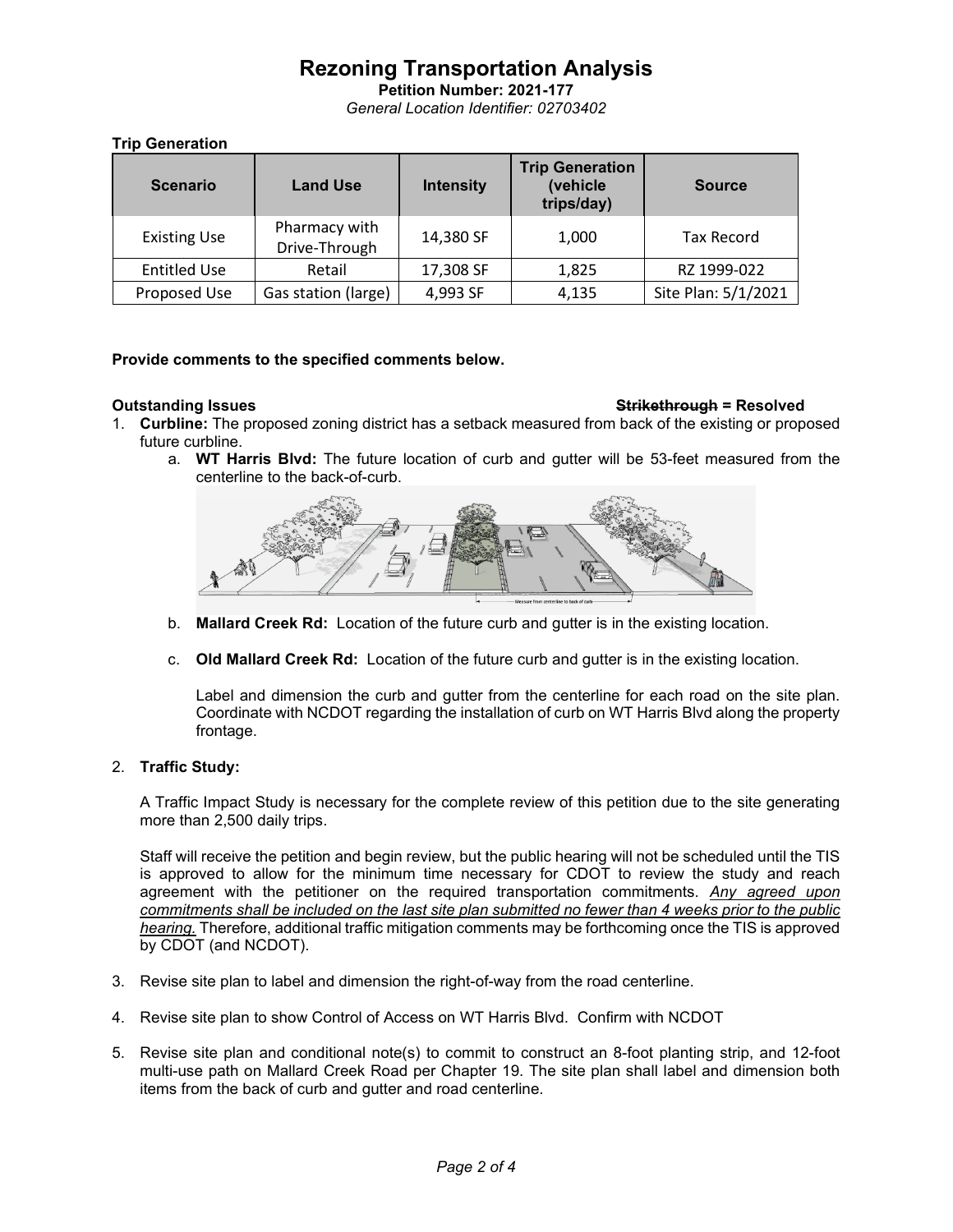# Rezoning Transportation Analysis

**Petition Number: 2021-177**

*General Location Identifier: 02703402*

**Trip Generation**

| Scenario | Land Use | Intensity | Trip Generation (vehicle trips/day) | Source |
|---|---|---|---|---|
| Existing Use | Pharmacy with Drive-Through | 14,380 SF | 1,000 | Tax Record |
| Entitled Use | Retail | 17,308 SF | 1,825 | RZ 1999-022 |
| Proposed Use | Gas station (large) | 4,993 SF | 4,135 | Site Plan: 5/1/2021 |

**Provide comments to the specified comments below.**

**Outstanding Issues** ~~**Strikethrough**~~ **= Resolved**

1. **Curbline:** The proposed zoning district has a setback measured from back of the existing or proposed future curbline.
   a. **WT Harris Blvd:** The future location of curb and gutter will be 53-feet measured from the centerline to the back-of-curb.

      Measure from centerline to back of curb

   b. **Mallard Creek Rd:** Location of the future curb and gutter is in the existing location.

   c. **Old Mallard Creek Rd:** Location of the future curb and gutter is in the existing location.

      Label and dimension the curb and gutter from the centerline for each road on the site plan. Coordinate with NCDOT regarding the installation of curb on WT Harris Blvd along the property frontage.

2. **Traffic Study:**

   A Traffic Impact Study is necessary for the complete review of this petition due to the site generating more than 2,500 daily trips.

   Staff will receive the petition and begin review, but the public hearing will not be scheduled until the TIS is approved to allow for the minimum time necessary for CDOT to review the study and reach agreement with the petitioner on the required transportation commitments. *Any agreed upon commitments shall be included on the last site plan submitted no fewer than 4 weeks prior to the public hearing.* Therefore, additional traffic mitigation comments may be forthcoming once the TIS is approved by CDOT (and NCDOT).

3. Revise site plan to label and dimension the right-of-way from the road centerline.

4. Revise site plan to show Control of Access on WT Harris Blvd. Confirm with NCDOT

5. Revise site plan and conditional note(s) to commit to construct an 8-foot planting strip, and 12-foot multi-use path on Mallard Creek Road per Chapter 19. The site plan shall label and dimension both items from the back of curb and gutter and road centerline.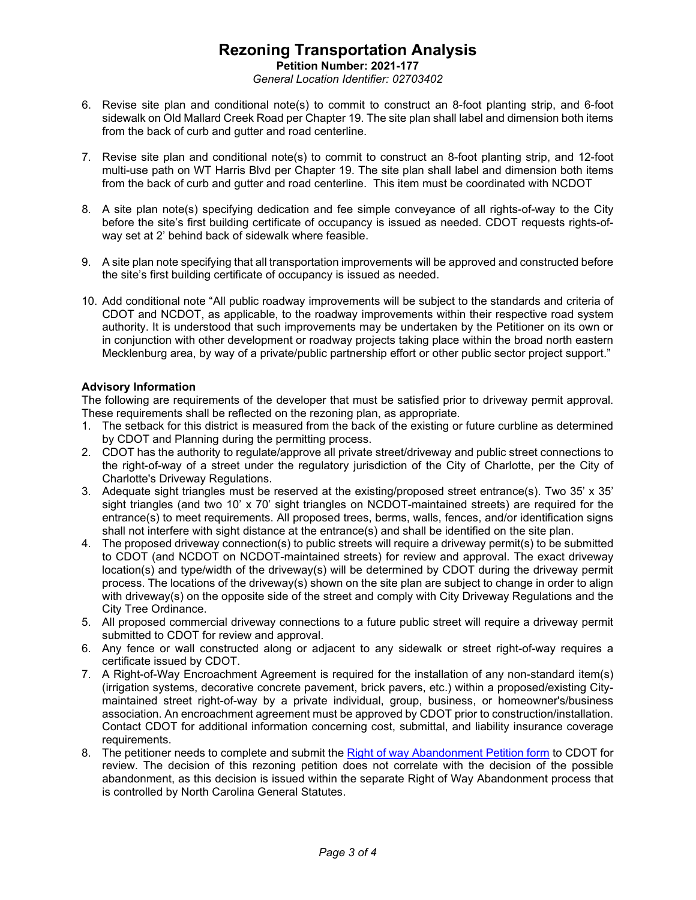6. Revise site plan and conditional note(s) to commit to construct an 8-foot planting strip, and 6-foot sidewalk on Old Mallard Creek Road per Chapter 19. The site plan shall label and dimension both items from the back of curb and gutter and road centerline.

7. Revise site plan and conditional note(s) to commit to construct an 8-foot planting strip, and 12-foot multi-use path on WT Harris Blvd per Chapter 19. The site plan shall label and dimension both items from the back of curb and gutter and road centerline. This item must be coordinated with NCDOT

8. A site plan note(s) specifying dedication and fee simple conveyance of all rights-of-way to the City before the site's first building certificate of occupancy is issued as needed. CDOT requests rights-of-way set at 2' behind back of sidewalk where feasible.

9. A site plan note specifying that all transportation improvements will be approved and constructed before the site's first building certificate of occupancy is issued as needed.

10. Add conditional note "All public roadway improvements will be subject to the standards and criteria of CDOT and NCDOT, as applicable, to the roadway improvements within their respective road system authority. It is understood that such improvements may be undertaken by the Petitioner on its own or in conjunction with other development or roadway projects taking place within the broad north eastern Mecklenburg area, by way of a private/public partnership effort or other public sector project support."

**Advisory Information**

The following are requirements of the developer that must be satisfied prior to driveway permit approval. These requirements shall be reflected on the rezoning plan, as appropriate.

1. The setback for this district is measured from the back of the existing or future curbline as determined by CDOT and Planning during the permitting process.
2. CDOT has the authority to regulate/approve all private street/driveway and public street connections to the right-of-way of a street under the regulatory jurisdiction of the City of Charlotte, per the City of Charlotte's Driveway Regulations.
3. Adequate sight triangles must be reserved at the existing/proposed street entrance(s). Two 35' x 35' sight triangles (and two 10' x 70' sight triangles on NCDOT-maintained streets) are required for the entrance(s) to meet requirements. All proposed trees, berms, walls, fences, and/or identification signs shall not interfere with sight distance at the entrance(s) and shall be identified on the site plan.
4. The proposed driveway connection(s) to public streets will require a driveway permit(s) to be submitted to CDOT (and NCDOT on NCDOT-maintained streets) for review and approval. The exact driveway location(s) and type/width of the driveway(s) will be determined by CDOT during the driveway permit process. The locations of the driveway(s) shown on the site plan are subject to change in order to align with driveway(s) on the opposite side of the street and comply with City Driveway Regulations and the City Tree Ordinance.
5. All proposed commercial driveway connections to a future public street will require a driveway permit submitted to CDOT for review and approval.
6. Any fence or wall constructed along or adjacent to any sidewalk or street right-of-way requires a certificate issued by CDOT.
7. A Right-of-Way Encroachment Agreement is required for the installation of any non-standard item(s) (irrigation systems, decorative concrete pavement, brick pavers, etc.) within a proposed/existing City-maintained street right-of-way by a private individual, group, business, or homeowner's/business association. An encroachment agreement must be approved by CDOT prior to construction/installation. Contact CDOT for additional information concerning cost, submittal, and liability insurance coverage requirements.
8. The petitioner needs to complete and submit the Right of way Abandonment Petition form to CDOT for review. The decision of this rezoning petition does not correlate with the decision of the possible abandonment, as this decision is issued within the separate Right of Way Abandonment process that is controlled by North Carolina General Statutes.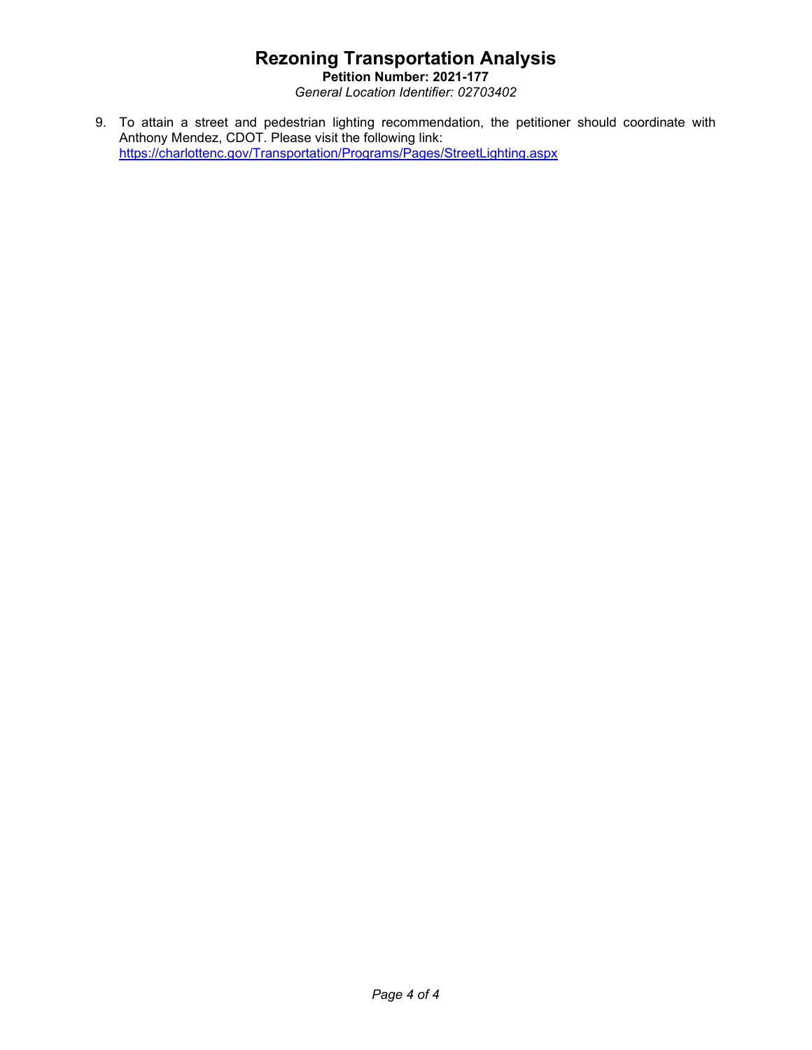9. To attain a street and pedestrian lighting recommendation, the petitioner should coordinate with Anthony Mendez, CDOT. Please visit the following link: [https://charlottenc.gov/Transportation/Programs/Pages/StreetLighting.aspx](https://charlottenc.gov/Transportation/Programs/Pages/StreetLighting.aspx)